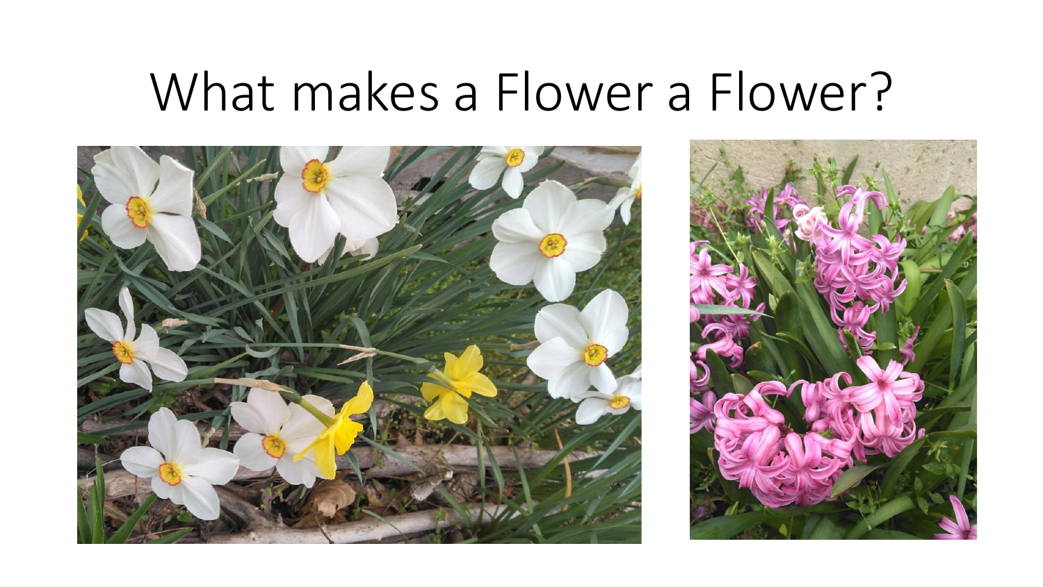# What makes a Flower a Flower?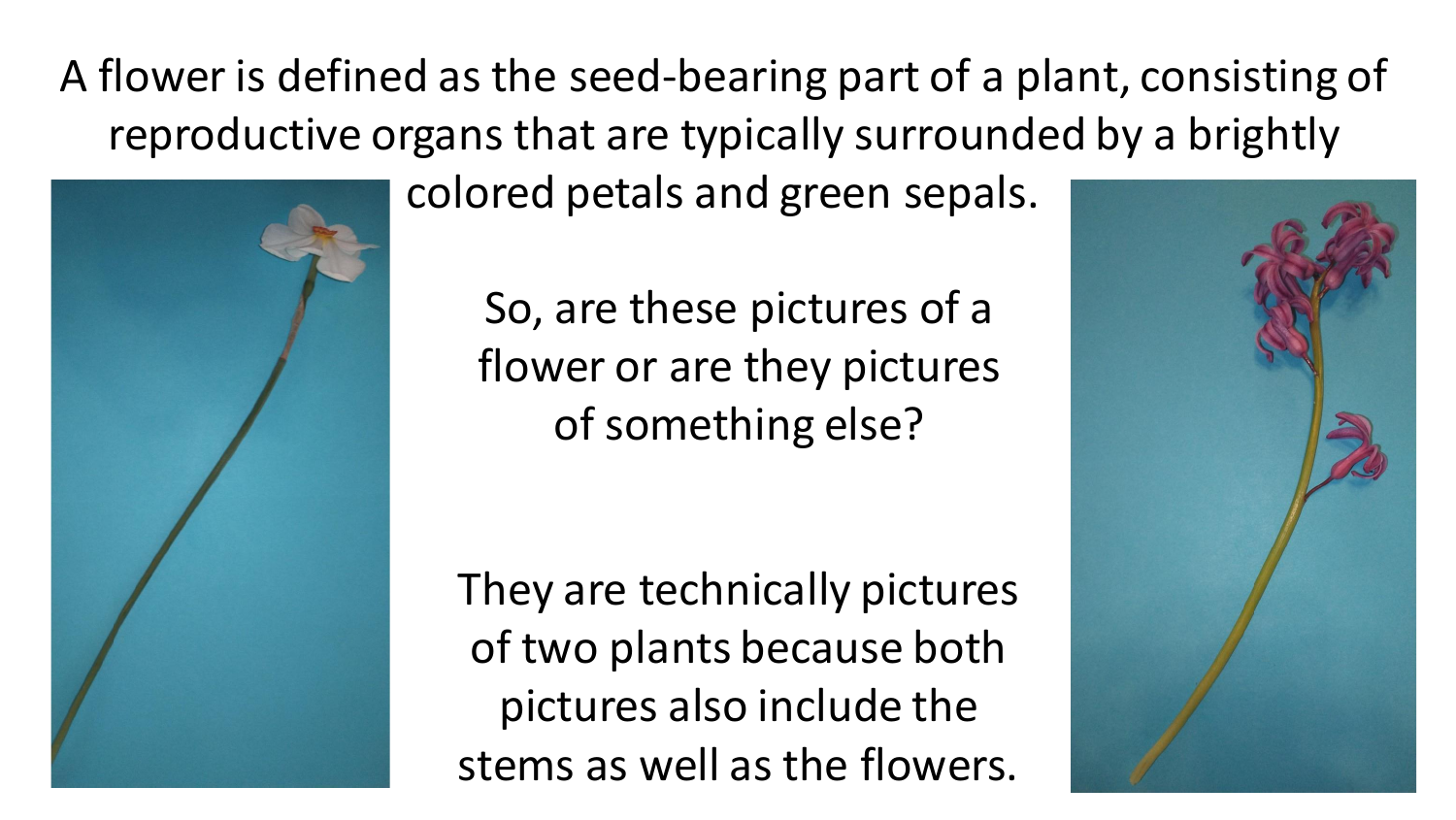A flower is defined as the seed-bearing part of a plant, consisting of reproductive organs that are typically surrounded by a brightly colored petals and green sepals.

So, are these pictures of a flower or are they pictures of something else?

They are technically pictures of two plants because both pictures also include the stems as well as the flowers.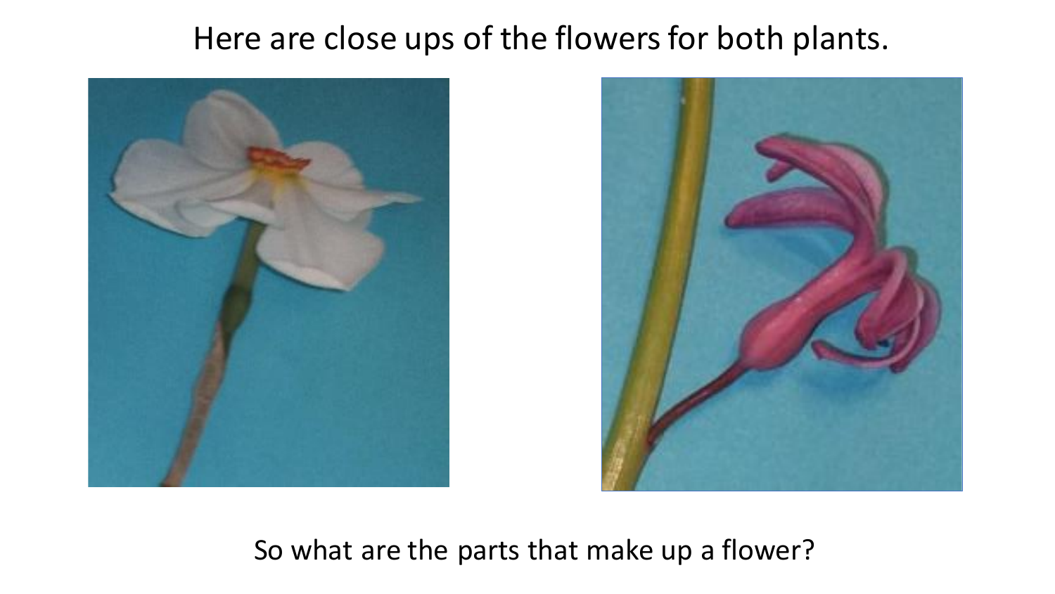Here are close ups of the flowers for both plants.

So what are the parts that make up a flower?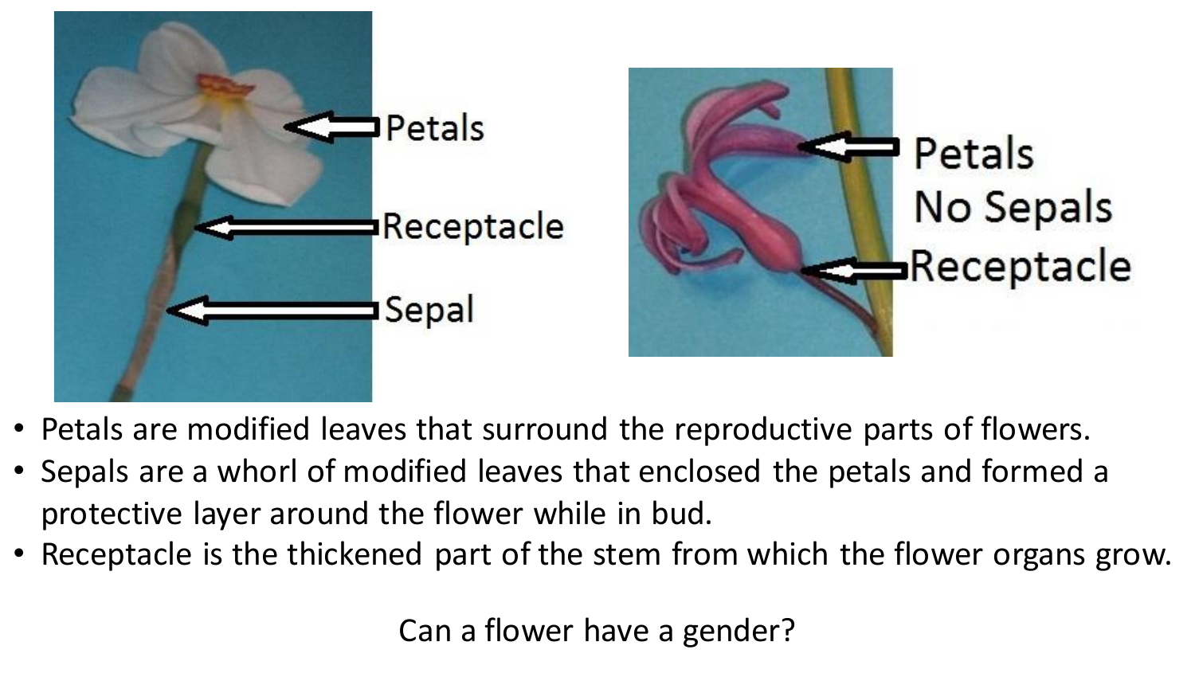Petals

Receptacle

Sepal

Petals

No Sepals

Receptacle

- Petals are modified leaves that surround the reproductive parts of flowers.
- Sepals are a whorl of modified leaves that enclosed the petals and formed a protective layer around the flower while in bud.
- Receptacle is the thickened part of the stem from which the flower organs grow.

Can a flower have a gender?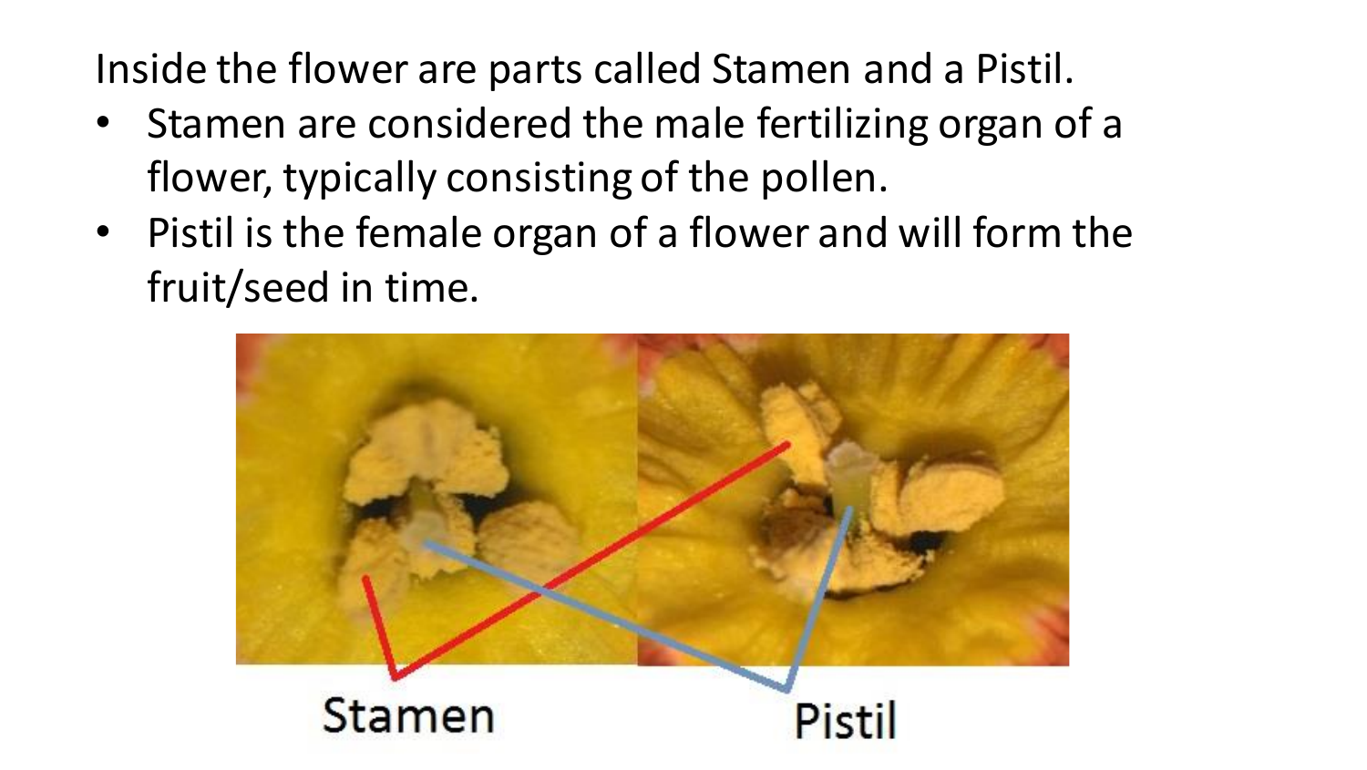Inside the flower are parts called Stamen and a Pistil.

- Stamen are considered the male fertilizing organ of a flower, typically consisting of the pollen.
- Pistil is the female organ of a flower and will form the fruit/seed in time.

Stamen

Pistil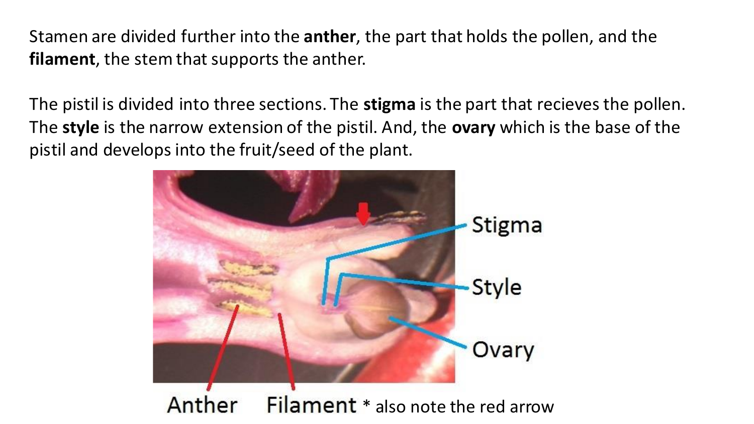Stamen are divided further into the **anther**, the part that holds the pollen, and the **filament**, the stem that supports the anther.

The pistil is divided into three sections. The **stigma** is the part that recieves the pollen. The **style** is the narrow extension of the pistil. And, the **ovary** which is the base of the pistil and develops into the fruit/seed of the plant.

Stigma

Style

Ovary

Anther Filament * also note the red arrow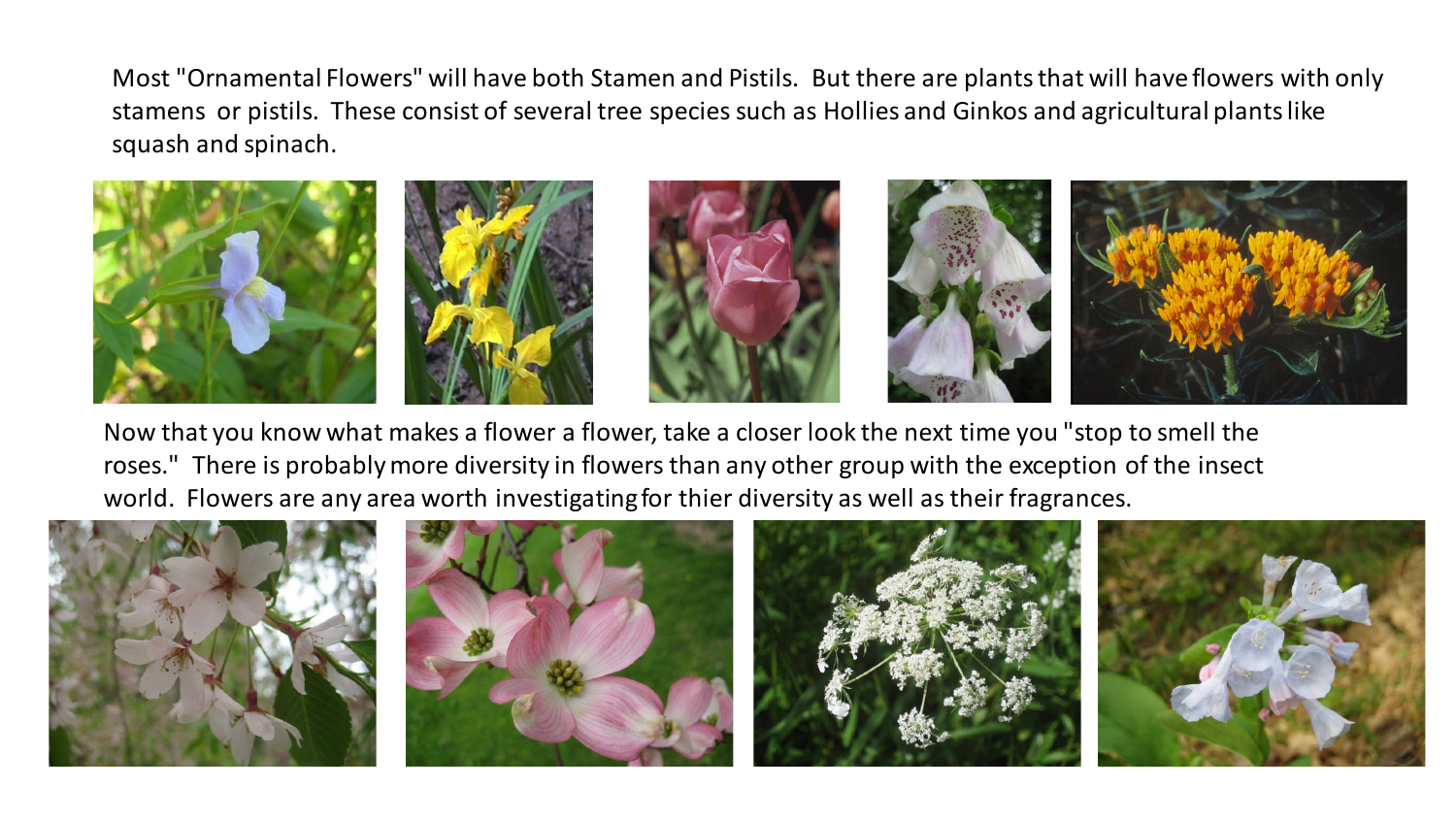Most "Ornamental Flowers" will have both Stamen and Pistils. But there are plants that will have flowers with only stamens or pistils. These consist of several tree species such as Hollies and Ginkos and agricultural plants like squash and spinach.

Now that you know what makes a flower a flower, take a closer look the next time you "stop to smell the roses." There is probably more diversity in flowers than any other group with the exception of the insect world. Flowers are any area worth investigating for thier diversity as well as their fragrances.